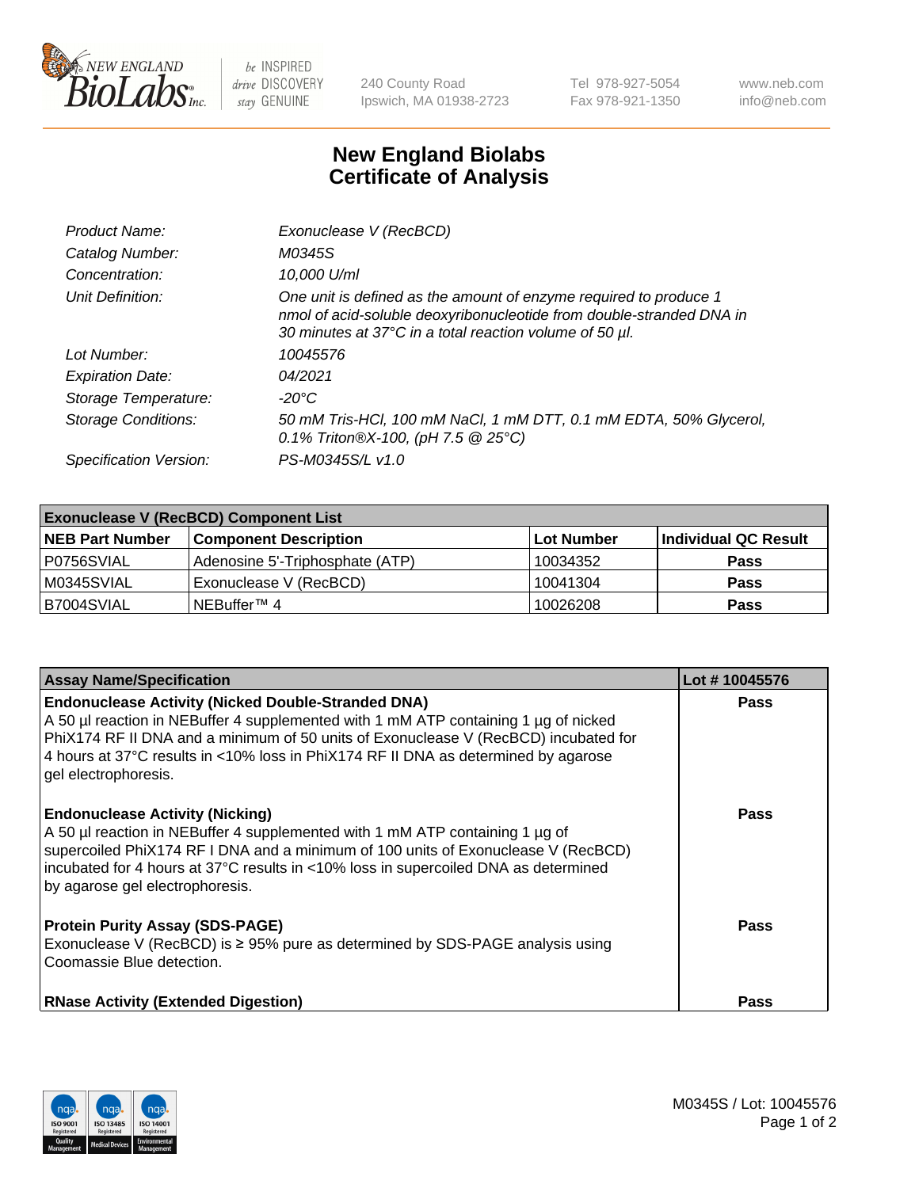# New England Biolabs Certificate of Analysis

| | |
|---|---|
| *Product Name:* | *Exonuclease V (RecBCD)* |
| *Catalog Number:* | *M0345S* |
| *Concentration:* | *10,000 U/ml* |
| *Unit Definition:* | *One unit is defined as the amount of enzyme required to produce 1 nmol of acid-soluble deoxyribonucleotide from double-stranded DNA in 30 minutes at 37°C in a total reaction volume of 50 µl.* |
| *Lot Number:* | *10045576* |
| *Expiration Date:* | *04/2021* |
| *Storage Temperature:* | *-20°C* |
| *Storage Conditions:* | *50 mM Tris-HCl, 100 mM NaCl, 1 mM DTT, 0.1 mM EDTA, 50% Glycerol, 0.1% Triton®X-100, (pH 7.5 @ 25°C)* |
| *Specification Version:* | *PS-M0345S/L v1.0* |

| Exonuclease V (RecBCD) Component List | | | |
|---|---|---|---|
| **NEB Part Number** | **Component Description** | **Lot Number** | **Individual QC Result** |
| P0756SVIAL | Adenosine 5'-Triphosphate (ATP) | 10034352 | Pass |
| M0345SVIAL | Exonuclease V (RecBCD) | 10041304 | Pass |
| B7004SVIAL | NEBuffer™ 4 | 10026208 | Pass |

| Assay Name/Specification | Lot # 10045576 |
|---|---|
| **Endonuclease Activity (Nicked Double-Stranded DNA)**<br>A 50 µl reaction in NEBuffer 4 supplemented with 1 mM ATP containing 1 µg of nicked PhiX174 RF II DNA and a minimum of 50 units of Exonuclease V (RecBCD) incubated for 4 hours at 37°C results in <10% loss in PhiX174 RF II DNA as determined by agarose gel electrophoresis. | Pass |
| **Endonuclease Activity (Nicking)**<br>A 50 µl reaction in NEBuffer 4 supplemented with 1 mM ATP containing 1 µg of supercoiled PhiX174 RF I DNA and a minimum of 100 units of Exonuclease V (RecBCD) incubated for 4 hours at 37°C results in <10% loss in supercoiled DNA as determined by agarose gel electrophoresis. | Pass |
| **Protein Purity Assay (SDS-PAGE)**<br>Exonuclease V (RecBCD) is ≥ 95% pure as determined by SDS-PAGE analysis using Coomassie Blue detection. | Pass |
| **RNase Activity (Extended Digestion)** | Pass |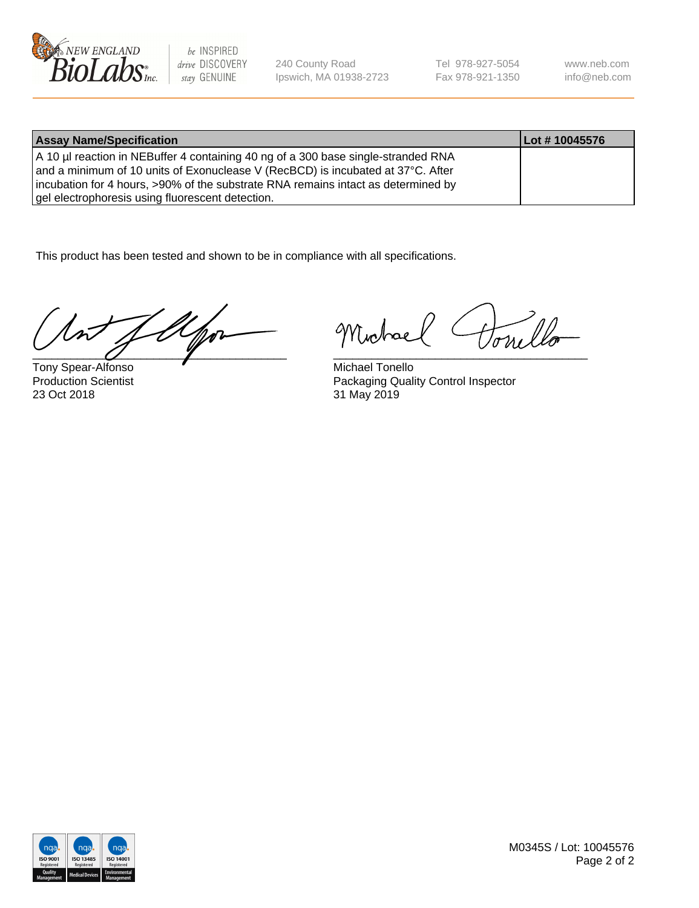| Assay Name/Specification | Lot # 10045576 |
|---|---|
| A 10 µl reaction in NEBuffer 4 containing 40 ng of a 300 base single-stranded RNA and a minimum of 10 units of Exonuclease V (RecBCD) is incubated at 37°C. After incubation for 4 hours, >90% of the substrate RNA remains intact as determined by gel electrophoresis using fluorescent detection. | |

This product has been tested and shown to be in compliance with all specifications.

Tony Spear-Alfonso
Production Scientist
23 Oct 2018

Michael Tonello
Packaging Quality Control Inspector
31 May 2019

M0345S / Lot: 10045576